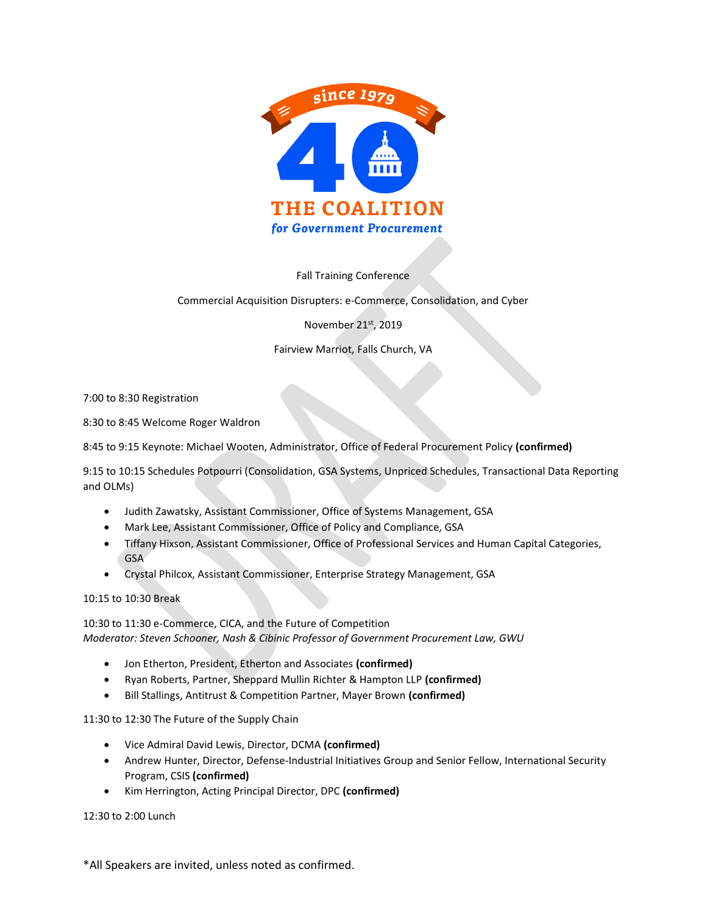since 1979

# THE COALITION

### for Government Procurement

Fall Training Conference

Commercial Acquisition Disrupters: e-Commerce, Consolidation, and Cyber

November 21st, 2019

Fairview Marriot, Falls Church, VA

7:00 to 8:30 Registration

8:30 to 8:45 Welcome Roger Waldron

8:45 to 9:15 Keynote: Michael Wooten, Administrator, Office of Federal Procurement Policy **(confirmed)**

9:15 to 10:15 Schedules Potpourri (Consolidation, GSA Systems, Unpriced Schedules, Transactional Data Reporting and OLMs)

- Judith Zawatsky, Assistant Commissioner, Office of Systems Management, GSA
- Mark Lee, Assistant Commissioner, Office of Policy and Compliance, GSA
- Tiffany Hixson, Assistant Commissioner, Office of Professional Services and Human Capital Categories, GSA
- Crystal Philcox, Assistant Commissioner, Enterprise Strategy Management, GSA

10:15 to 10:30 Break

10:30 to 11:30 e-Commerce, CICA, and the Future of Competition
*Moderator: Steven Schooner, Nash & Cibinic Professor of Government Procurement Law, GWU*

- Jon Etherton, President, Etherton and Associates **(confirmed)**
- Ryan Roberts, Partner, Sheppard Mullin Richter & Hampton LLP **(confirmed)**
- Bill Stallings, Antitrust & Competition Partner, Mayer Brown **(confirmed)**

11:30 to 12:30 The Future of the Supply Chain

- Vice Admiral David Lewis, Director, DCMA **(confirmed)**
- Andrew Hunter, Director, Defense-Industrial Initiatives Group and Senior Fellow, International Security Program, CSIS **(confirmed)**
- Kim Herrington, Acting Principal Director, DPC **(confirmed)**

12:30 to 2:00 Lunch

*All Speakers are invited, unless noted as confirmed.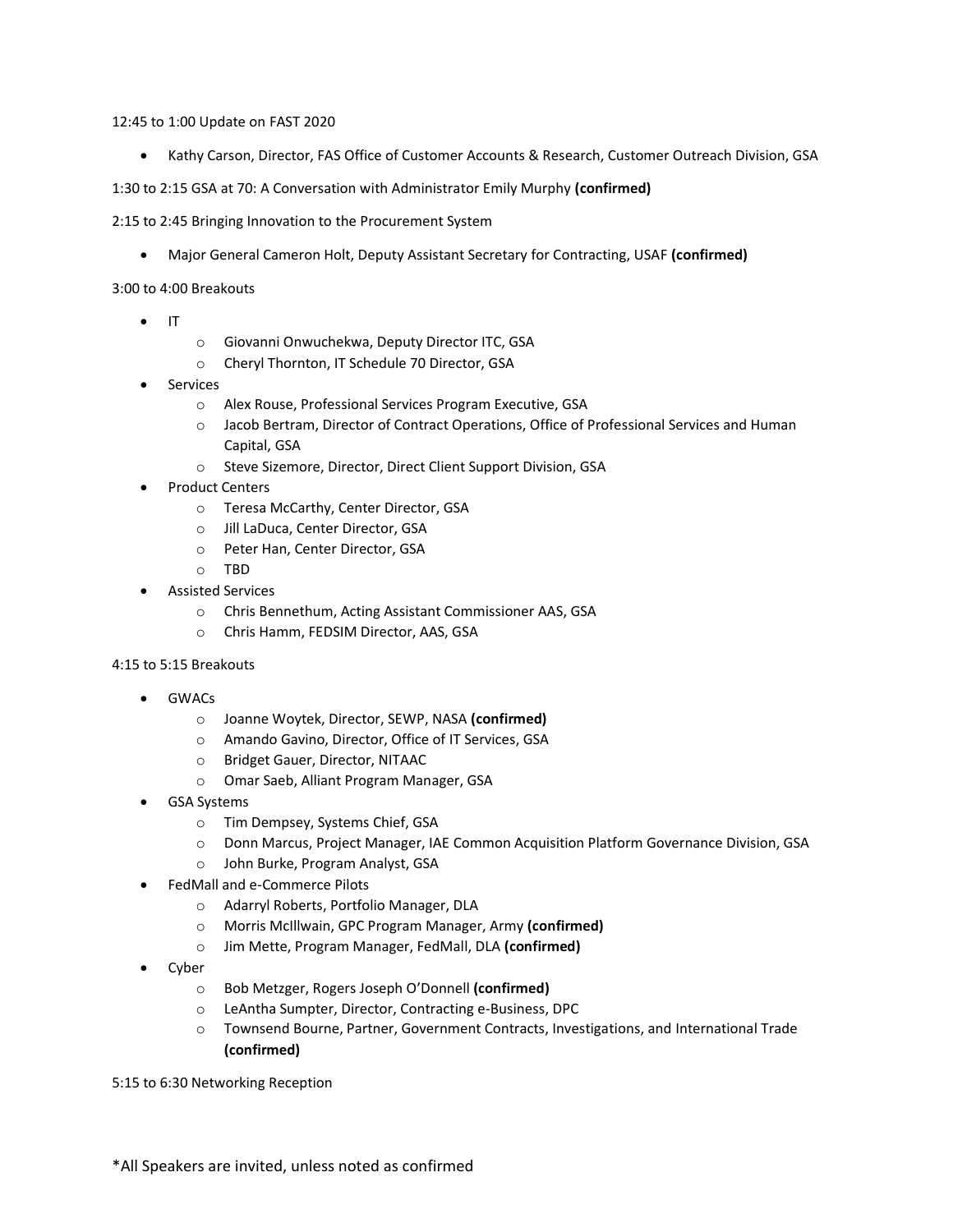12:45 to 1:00 Update on FAST 2020

- Kathy Carson, Director, FAS Office of Customer Accounts & Research, Customer Outreach Division, GSA

1:30 to 2:15 GSA at 70: A Conversation with Administrator Emily Murphy **(confirmed)**

2:15 to 2:45 Bringing Innovation to the Procurement System

- Major General Cameron Holt, Deputy Assistant Secretary for Contracting, USAF **(confirmed)**

3:00 to 4:00 Breakouts

- IT
  - Giovanni Onwuchekwa, Deputy Director ITC, GSA
  - Cheryl Thornton, IT Schedule 70 Director, GSA
- Services
  - Alex Rouse, Professional Services Program Executive, GSA
  - Jacob Bertram, Director of Contract Operations, Office of Professional Services and Human Capital, GSA
  - Steve Sizemore, Director, Direct Client Support Division, GSA
- Product Centers
  - Teresa McCarthy, Center Director, GSA
  - Jill LaDuca, Center Director, GSA
  - Peter Han, Center Director, GSA
  - TBD
- Assisted Services
  - Chris Bennethum, Acting Assistant Commissioner AAS, GSA
  - Chris Hamm, FEDSIM Director, AAS, GSA

4:15 to 5:15 Breakouts

- GWACs
  - Joanne Woytek, Director, SEWP, NASA **(confirmed)**
  - Amando Gavino, Director, Office of IT Services, GSA
  - Bridget Gauer, Director, NITAAC
  - Omar Saeb, Alliant Program Manager, GSA
- GSA Systems
  - Tim Dempsey, Systems Chief, GSA
  - Donn Marcus, Project Manager, IAE Common Acquisition Platform Governance Division, GSA
  - John Burke, Program Analyst, GSA
- FedMall and e-Commerce Pilots
  - Adarryl Roberts, Portfolio Manager, DLA
  - Morris McIllwain, GPC Program Manager, Army **(confirmed)**
  - Jim Mette, Program Manager, FedMall, DLA **(confirmed)**
- Cyber
  - Bob Metzger, Rogers Joseph O'Donnell **(confirmed)**
  - LeAntha Sumpter, Director, Contracting e-Business, DPC
  - Townsend Bourne, Partner, Government Contracts, Investigations, and International Trade **(confirmed)**

5:15 to 6:30 Networking Reception

*All Speakers are invited, unless noted as confirmed